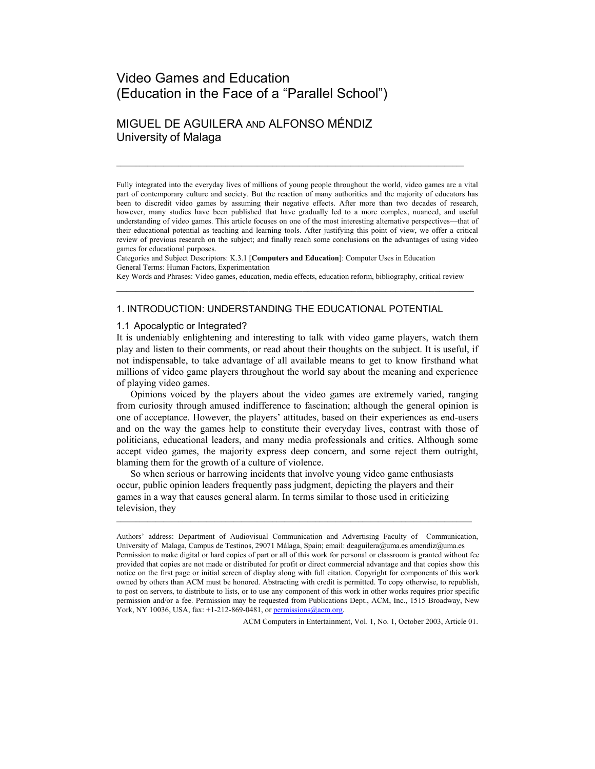# Video Games and Education
# (Education in the Face of a "Parallel School")

## MIGUEL DE AGUILERA AND ALFONSO MÉNDIZ
University of Malaga

---

Fully integrated into the everyday lives of millions of young people throughout the world, video games are a vital part of contemporary culture and society. But the reaction of many authorities and the majority of educators has been to discredit video games by assuming their negative effects. After more than two decades of research, however, many studies have been published that have gradually led to a more complex, nuanced, and useful understanding of video games. This article focuses on one of the most interesting alternative perspectives—that of their educational potential as teaching and learning tools. After justifying this point of view, we offer a critical review of previous research on the subject; and finally reach some conclusions on the advantages of using video games for educational purposes.

Categories and Subject Descriptors: K.3.1 [**Computers and Education**]: Computer Uses in Education

General Terms: Human Factors, Experimentation

Key Words and Phrases: Video games, education, media effects, education reform, bibliography, critical review

---

## 1. INTRODUCTION: UNDERSTANDING THE EDUCATIONAL POTENTIAL

### 1.1 Apocalyptic or Integrated?

It is undeniably enlightening and interesting to talk with video game players, watch them play and listen to their comments, or read about their thoughts on the subject. It is useful, if not indispensable, to take advantage of all available means to get to know firsthand what millions of video game players throughout the world say about the meaning and experience of playing video games.

Opinions voiced by the players about the video games are extremely varied, ranging from curiosity through amused indifference to fascination; although the general opinion is one of acceptance. However, the players' attitudes, based on their experiences as end-users and on the way the games help to constitute their everyday lives, contrast with those of politicians, educational leaders, and many media professionals and critics. Although some accept video games, the majority express deep concern, and some reject them outright, blaming them for the growth of a culture of violence.

So when serious or harrowing incidents that involve young video game enthusiasts occur, public opinion leaders frequently pass judgment, depicting the players and their games in a way that causes general alarm. In terms similar to those used in criticizing television, they

---

Authors' address: Department of Audiovisual Communication and Advertising Faculty of Communication, University of Malaga, Campus de Testinos, 29071 Málaga, Spain; email: deaguilera@uma.es amendiz@uma.es

Permission to make digital or hard copies of part or all of this work for personal or classroom is granted without fee provided that copies are not made or distributed for profit or direct commercial advantage and that copies show this notice on the first page or initial screen of display along with full citation. Copyright for components of this work owned by others than ACM must be honored. Abstracting with credit is permitted. To copy otherwise, to republish, to post on servers, to distribute to lists, or to use any component of this work in other works requires prior specific permission and/or a fee. Permission may be requested from Publications Dept., ACM, Inc., 1515 Broadway, New York, NY 10036, USA, fax: +1-212-869-0481, or permissions@acm.org.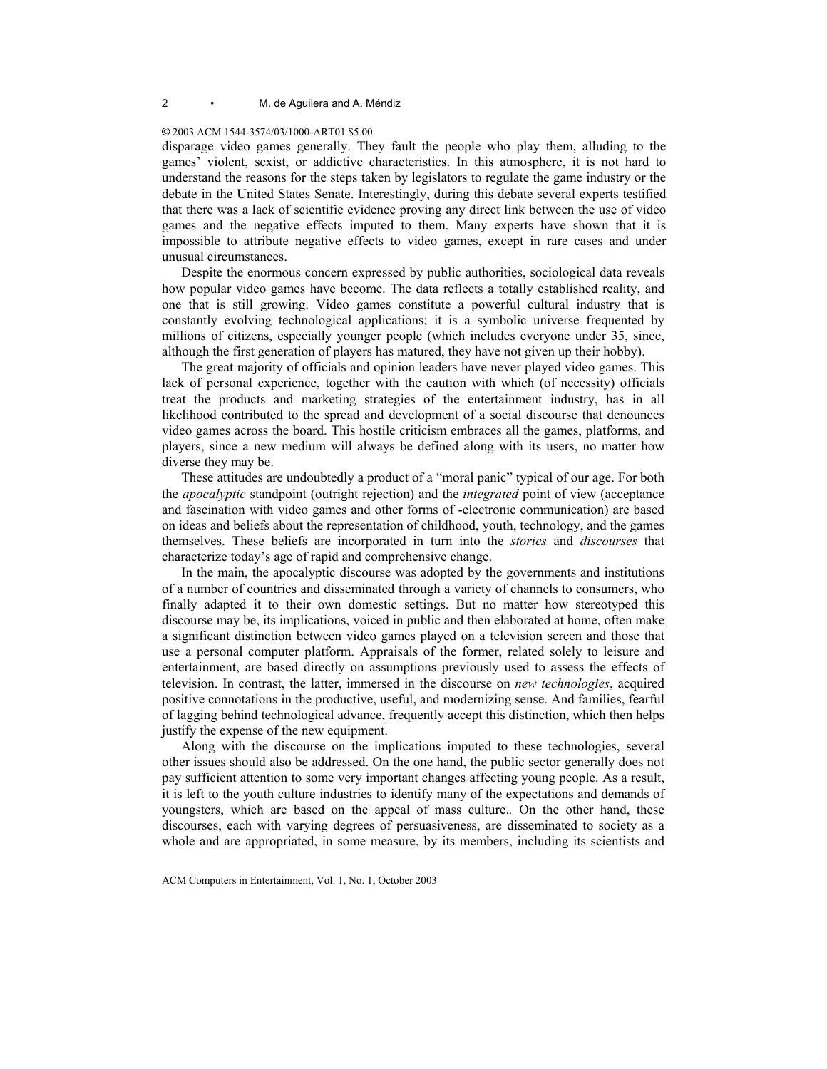disparage video games generally. They fault the people who play them, alluding to the games' violent, sexist, or addictive characteristics. In this atmosphere, it is not hard to understand the reasons for the steps taken by legislators to regulate the game industry or the debate in the United States Senate. Interestingly, during this debate several experts testified that there was a lack of scientific evidence proving any direct link between the use of video games and the negative effects imputed to them. Many experts have shown that it is impossible to attribute negative effects to video games, except in rare cases and under unusual circumstances.

Despite the enormous concern expressed by public authorities, sociological data reveals how popular video games have become. The data reflects a totally established reality, and one that is still growing. Video games constitute a powerful cultural industry that is constantly evolving technological applications; it is a symbolic universe frequented by millions of citizens, especially younger people (which includes everyone under 35, since, although the first generation of players has matured, they have not given up their hobby).

The great majority of officials and opinion leaders have never played video games. This lack of personal experience, together with the caution with which (of necessity) officials treat the products and marketing strategies of the entertainment industry, has in all likelihood contributed to the spread and development of a social discourse that denounces video games across the board. This hostile criticism embraces all the games, platforms, and players, since a new medium will always be defined along with its users, no matter how diverse they may be.

These attitudes are undoubtedly a product of a "moral panic" typical of our age. For both the *apocalyptic* standpoint (outright rejection) and the *integrated* point of view (acceptance and fascination with video games and other forms of -electronic communication) are based on ideas and beliefs about the representation of childhood, youth, technology, and the games themselves. These beliefs are incorporated in turn into the *stories* and *discourses* that characterize today's age of rapid and comprehensive change.

In the main, the apocalyptic discourse was adopted by the governments and institutions of a number of countries and disseminated through a variety of channels to consumers, who finally adapted it to their own domestic settings. But no matter how stereotyped this discourse may be, its implications, voiced in public and then elaborated at home, often make a significant distinction between video games played on a television screen and those that use a personal computer platform. Appraisals of the former, related solely to leisure and entertainment, are based directly on assumptions previously used to assess the effects of television. In contrast, the latter, immersed in the discourse on *new technologies*, acquired positive connotations in the productive, useful, and modernizing sense. And families, fearful of lagging behind technological advance, frequently accept this distinction, which then helps justify the expense of the new equipment.

Along with the discourse on the implications imputed to these technologies, several other issues should also be addressed. On the one hand, the public sector generally does not pay sufficient attention to some very important changes affecting young people. As a result, it is left to the youth culture industries to identify many of the expectations and demands of youngsters, which are based on the appeal of mass culture.. On the other hand, these discourses, each with varying degrees of persuasiveness, are disseminated to society as a whole and are appropriated, in some measure, by its members, including its scientists and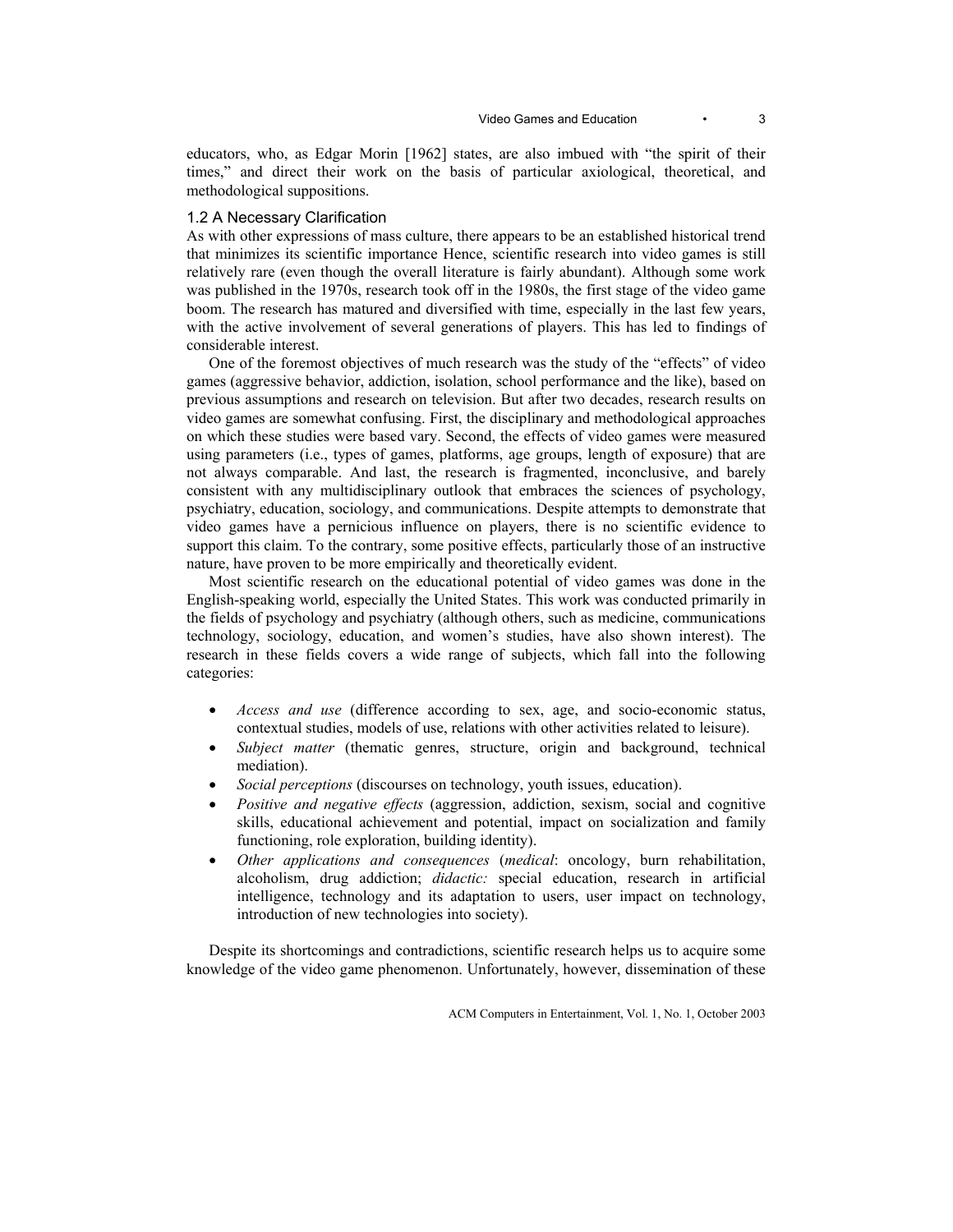educators, who, as Edgar Morin [1962] states, are also imbued with "the spirit of their times," and direct their work on the basis of particular axiological, theoretical, and methodological suppositions.

## 1.2 A Necessary Clarification

As with other expressions of mass culture, there appears to be an established historical trend that minimizes its scientific importance Hence, scientific research into video games is still relatively rare (even though the overall literature is fairly abundant). Although some work was published in the 1970s, research took off in the 1980s, the first stage of the video game boom. The research has matured and diversified with time, especially in the last few years, with the active involvement of several generations of players. This has led to findings of considerable interest.

One of the foremost objectives of much research was the study of the "effects" of video games (aggressive behavior, addiction, isolation, school performance and the like), based on previous assumptions and research on television. But after two decades, research results on video games are somewhat confusing. First, the disciplinary and methodological approaches on which these studies were based vary. Second, the effects of video games were measured using parameters (i.e., types of games, platforms, age groups, length of exposure) that are not always comparable. And last, the research is fragmented, inconclusive, and barely consistent with any multidisciplinary outlook that embraces the sciences of psychology, psychiatry, education, sociology, and communications. Despite attempts to demonstrate that video games have a pernicious influence on players, there is no scientific evidence to support this claim. To the contrary, some positive effects, particularly those of an instructive nature, have proven to be more empirically and theoretically evident.

Most scientific research on the educational potential of video games was done in the English-speaking world, especially the United States. This work was conducted primarily in the fields of psychology and psychiatry (although others, such as medicine, communications technology, sociology, education, and women's studies, have also shown interest). The research in these fields covers a wide range of subjects, which fall into the following categories:

- *Access and use* (difference according to sex, age, and socio-economic status, contextual studies, models of use, relations with other activities related to leisure).
- *Subject matter* (thematic genres, structure, origin and background, technical mediation).
- *Social perceptions* (discourses on technology, youth issues, education).
- *Positive and negative effects* (aggression, addiction, sexism, social and cognitive skills, educational achievement and potential, impact on socialization and family functioning, role exploration, building identity).
- *Other applications and consequences* (*medical*: oncology, burn rehabilitation, alcoholism, drug addiction; *didactic:* special education, research in artificial intelligence, technology and its adaptation to users, user impact on technology, introduction of new technologies into society).

Despite its shortcomings and contradictions, scientific research helps us to acquire some knowledge of the video game phenomenon. Unfortunately, however, dissemination of these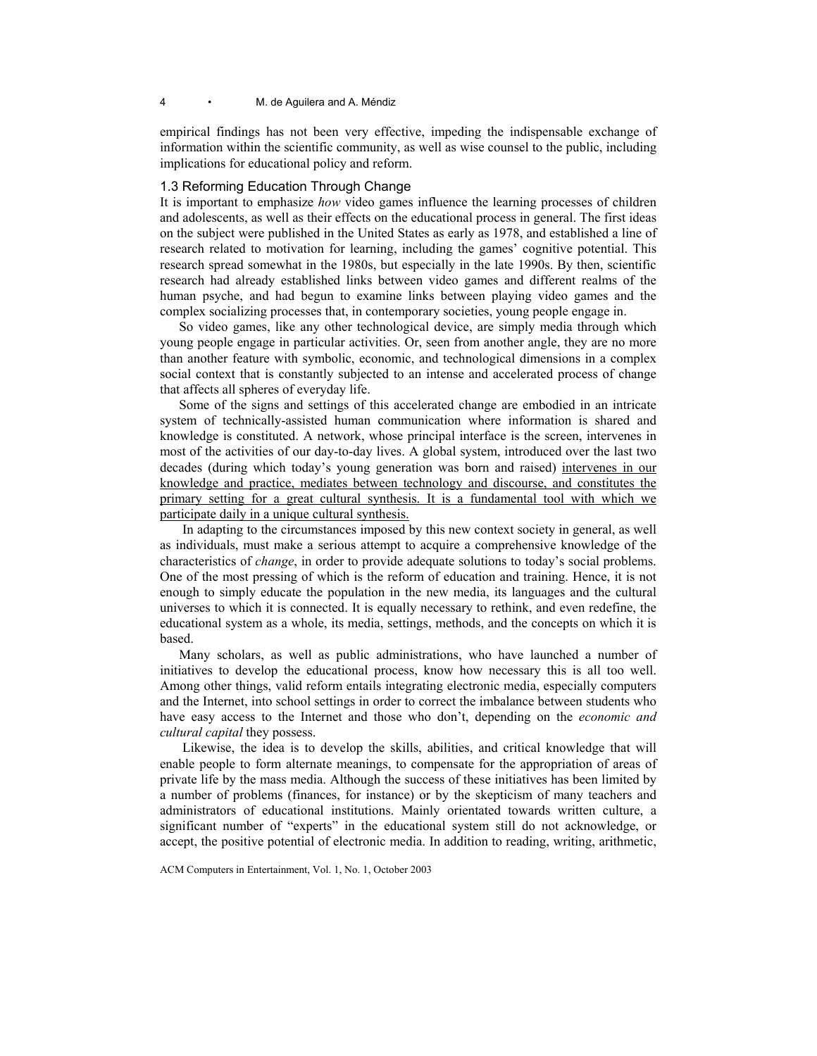empirical findings has not been very effective, impeding the indispensable exchange of information within the scientific community, as well as wise counsel to the public, including implications for educational policy and reform.

### 1.3 Reforming Education Through Change

It is important to emphasize *how* video games influence the learning processes of children and adolescents, as well as their effects on the educational process in general. The first ideas on the subject were published in the United States as early as 1978, and established a line of research related to motivation for learning, including the games' cognitive potential. This research spread somewhat in the 1980s, but especially in the late 1990s. By then, scientific research had already established links between video games and different realms of the human psyche, and had begun to examine links between playing video games and the complex socializing processes that, in contemporary societies, young people engage in.

So video games, like any other technological device, are simply media through which young people engage in particular activities. Or, seen from another angle, they are no more than another feature with symbolic, economic, and technological dimensions in a complex social context that is constantly subjected to an intense and accelerated process of change that affects all spheres of everyday life.

Some of the signs and settings of this accelerated change are embodied in an intricate system of technically-assisted human communication where information is shared and knowledge is constituted. A network, whose principal interface is the screen, intervenes in most of the activities of our day-to-day lives. A global system, introduced over the last two decades (during which today's young generation was born and raised) <u>intervenes in our knowledge and practice, mediates between technology and discourse, and constitutes the primary setting for a great cultural synthesis. It is a fundamental tool with which we participate daily in a unique cultural synthesis.</u>

In adapting to the circumstances imposed by this new context society in general, as well as individuals, must make a serious attempt to acquire a comprehensive knowledge of the characteristics of *change*, in order to provide adequate solutions to today's social problems. One of the most pressing of which is the reform of education and training. Hence, it is not enough to simply educate the population in the new media, its languages and the cultural universes to which it is connected. It is equally necessary to rethink, and even redefine, the educational system as a whole, its media, settings, methods, and the concepts on which it is based.

Many scholars, as well as public administrations, who have launched a number of initiatives to develop the educational process, know how necessary this is all too well. Among other things, valid reform entails integrating electronic media, especially computers and the Internet, into school settings in order to correct the imbalance between students who have easy access to the Internet and those who don't, depending on the *economic and cultural capital* they possess.

Likewise, the idea is to develop the skills, abilities, and critical knowledge that will enable people to form alternate meanings, to compensate for the appropriation of areas of private life by the mass media. Although the success of these initiatives has been limited by a number of problems (finances, for instance) or by the skepticism of many teachers and administrators of educational institutions. Mainly orientated towards written culture, a significant number of "experts" in the educational system still do not acknowledge, or accept, the positive potential of electronic media. In addition to reading, writing, arithmetic,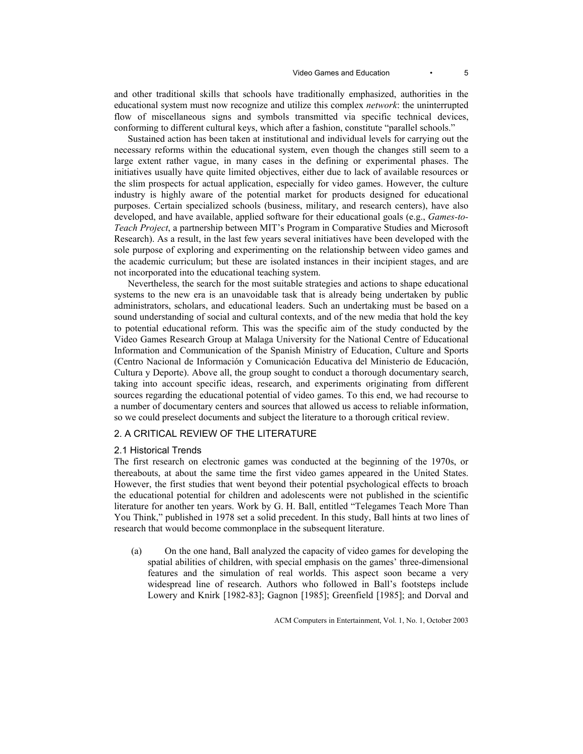and other traditional skills that schools have traditionally emphasized, authorities in the educational system must now recognize and utilize this complex *network*: the uninterrupted flow of miscellaneous signs and symbols transmitted via specific technical devices, conforming to different cultural keys, which after a fashion, constitute "parallel schools."

Sustained action has been taken at institutional and individual levels for carrying out the necessary reforms within the educational system, even though the changes still seem to a large extent rather vague, in many cases in the defining or experimental phases. The initiatives usually have quite limited objectives, either due to lack of available resources or the slim prospects for actual application, especially for video games. However, the culture industry is highly aware of the potential market for products designed for educational purposes. Certain specialized schools (business, military, and research centers), have also developed, and have available, applied software for their educational goals (e.g., *Games-to-Teach Project*, a partnership between MIT's Program in Comparative Studies and Microsoft Research). As a result, in the last few years several initiatives have been developed with the sole purpose of exploring and experimenting on the relationship between video games and the academic curriculum; but these are isolated instances in their incipient stages, and are not incorporated into the educational teaching system.

Nevertheless, the search for the most suitable strategies and actions to shape educational systems to the new era is an unavoidable task that is already being undertaken by public administrators, scholars, and educational leaders. Such an undertaking must be based on a sound understanding of social and cultural contexts, and of the new media that hold the key to potential educational reform. This was the specific aim of the study conducted by the Video Games Research Group at Malaga University for the National Centre of Educational Information and Communication of the Spanish Ministry of Education, Culture and Sports (Centro Nacional de Información y Comunicación Educativa del Ministerio de Educación, Cultura y Deporte). Above all, the group sought to conduct a thorough documentary search, taking into account specific ideas, research, and experiments originating from different sources regarding the educational potential of video games. To this end, we had recourse to a number of documentary centers and sources that allowed us access to reliable information, so we could preselect documents and subject the literature to a thorough critical review.

## 2. A CRITICAL REVIEW OF THE LITERATURE

### 2.1 Historical Trends

The first research on electronic games was conducted at the beginning of the 1970s, or thereabouts, at about the same time the first video games appeared in the United States. However, the first studies that went beyond their potential psychological effects to broach the educational potential for children and adolescents were not published in the scientific literature for another ten years. Work by G. H. Ball, entitled "Telegames Teach More Than You Think," published in 1978 set a solid precedent. In this study, Ball hints at two lines of research that would become commonplace in the subsequent literature.

(a) On the one hand, Ball analyzed the capacity of video games for developing the spatial abilities of children, with special emphasis on the games' three-dimensional features and the simulation of real worlds. This aspect soon became a very widespread line of research. Authors who followed in Ball's footsteps include Lowery and Knirk [1982-83]; Gagnon [1985]; Greenfield [1985]; and Dorval and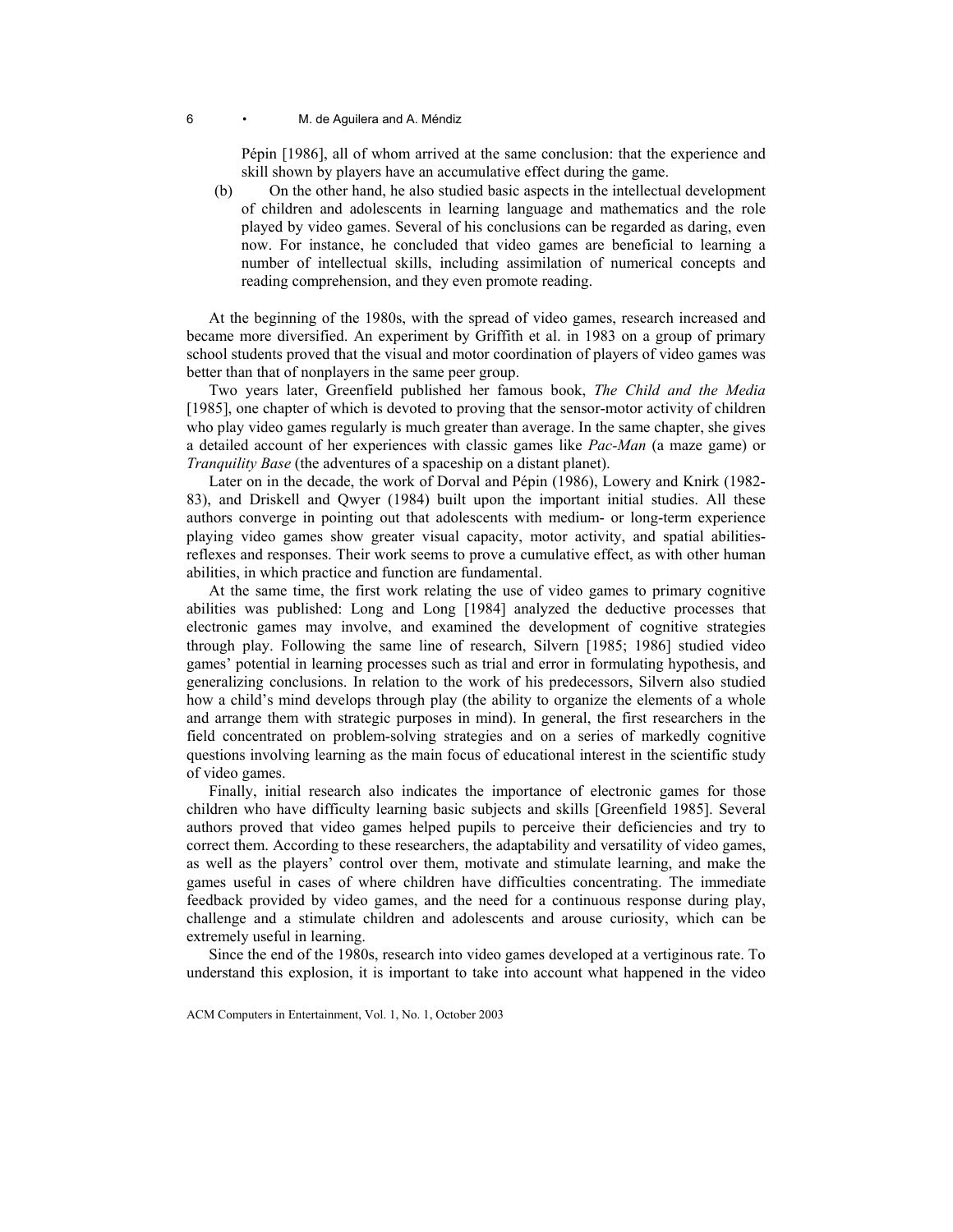Pépin [1986], all of whom arrived at the same conclusion: that the experience and skill shown by players have an accumulative effect during the game.

(b) On the other hand, he also studied basic aspects in the intellectual development of children and adolescents in learning language and mathematics and the role played by video games. Several of his conclusions can be regarded as daring, even now. For instance, he concluded that video games are beneficial to learning a number of intellectual skills, including assimilation of numerical concepts and reading comprehension, and they even promote reading.

At the beginning of the 1980s, with the spread of video games, research increased and became more diversified. An experiment by Griffith et al. in 1983 on a group of primary school students proved that the visual and motor coordination of players of video games was better than that of nonplayers in the same peer group.

Two years later, Greenfield published her famous book, *The Child and the Media* [1985], one chapter of which is devoted to proving that the sensor-motor activity of children who play video games regularly is much greater than average. In the same chapter, she gives a detailed account of her experiences with classic games like *Pac-Man* (a maze game) or *Tranquility Base* (the adventures of a spaceship on a distant planet).

Later on in the decade, the work of Dorval and Pépin (1986), Lowery and Knirk (1982-83), and Driskell and Qwyer (1984) built upon the important initial studies. All these authors converge in pointing out that adolescents with medium- or long-term experience playing video games show greater visual capacity, motor activity, and spatial abilities-reflexes and responses. Their work seems to prove a cumulative effect, as with other human abilities, in which practice and function are fundamental.

At the same time, the first work relating the use of video games to primary cognitive abilities was published: Long and Long [1984] analyzed the deductive processes that electronic games may involve, and examined the development of cognitive strategies through play. Following the same line of research, Silvern [1985; 1986] studied video games' potential in learning processes such as trial and error in formulating hypothesis, and generalizing conclusions. In relation to the work of his predecessors, Silvern also studied how a child's mind develops through play (the ability to organize the elements of a whole and arrange them with strategic purposes in mind). In general, the first researchers in the field concentrated on problem-solving strategies and on a series of markedly cognitive questions involving learning as the main focus of educational interest in the scientific study of video games.

Finally, initial research also indicates the importance of electronic games for those children who have difficulty learning basic subjects and skills [Greenfield 1985]. Several authors proved that video games helped pupils to perceive their deficiencies and try to correct them. According to these researchers, the adaptability and versatility of video games, as well as the players' control over them, motivate and stimulate learning, and make the games useful in cases of where children have difficulties concentrating. The immediate feedback provided by video games, and the need for a continuous response during play, challenge and a stimulate children and adolescents and arouse curiosity, which can be extremely useful in learning.

Since the end of the 1980s, research into video games developed at a vertiginous rate. To understand this explosion, it is important to take into account what happened in the video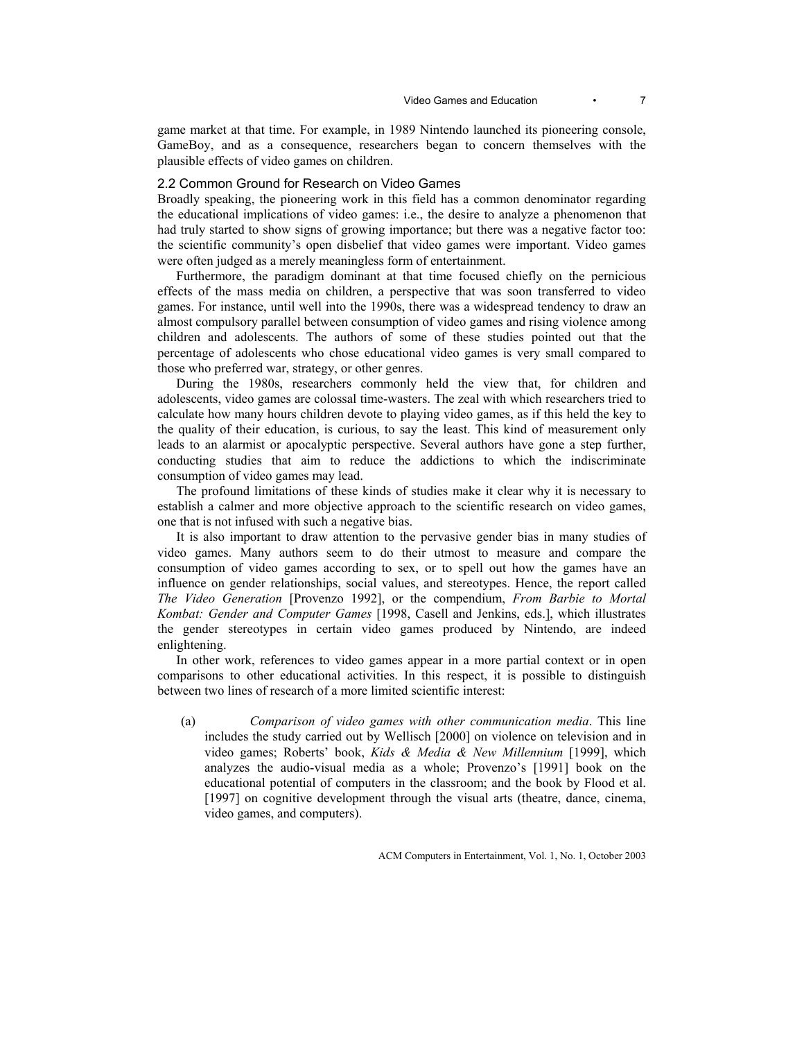game market at that time. For example, in 1989 Nintendo launched its pioneering console, GameBoy, and as a consequence, researchers began to concern themselves with the plausible effects of video games on children.

## 2.2 Common Ground for Research on Video Games

Broadly speaking, the pioneering work in this field has a common denominator regarding the educational implications of video games: i.e., the desire to analyze a phenomenon that had truly started to show signs of growing importance; but there was a negative factor too: the scientific community's open disbelief that video games were important. Video games were often judged as a merely meaningless form of entertainment.

Furthermore, the paradigm dominant at that time focused chiefly on the pernicious effects of the mass media on children, a perspective that was soon transferred to video games. For instance, until well into the 1990s, there was a widespread tendency to draw an almost compulsory parallel between consumption of video games and rising violence among children and adolescents. The authors of some of these studies pointed out that the percentage of adolescents who chose educational video games is very small compared to those who preferred war, strategy, or other genres.

During the 1980s, researchers commonly held the view that, for children and adolescents, video games are colossal time-wasters. The zeal with which researchers tried to calculate how many hours children devote to playing video games, as if this held the key to the quality of their education, is curious, to say the least. This kind of measurement only leads to an alarmist or apocalyptic perspective. Several authors have gone a step further, conducting studies that aim to reduce the addictions to which the indiscriminate consumption of video games may lead.

The profound limitations of these kinds of studies make it clear why it is necessary to establish a calmer and more objective approach to the scientific research on video games, one that is not infused with such a negative bias.

It is also important to draw attention to the pervasive gender bias in many studies of video games. Many authors seem to do their utmost to measure and compare the consumption of video games according to sex, or to spell out how the games have an influence on gender relationships, social values, and stereotypes. Hence, the report called *The Video Generation* [Provenzo 1992], or the compendium, *From Barbie to Mortal Kombat: Gender and Computer Games* [1998, Casell and Jenkins, eds.], which illustrates the gender stereotypes in certain video games produced by Nintendo, are indeed enlightening.

In other work, references to video games appear in a more partial context or in open comparisons to other educational activities. In this respect, it is possible to distinguish between two lines of research of a more limited scientific interest:

(a) *Comparison of video games with other communication media*. This line includes the study carried out by Wellisch [2000] on violence on television and in video games; Roberts' book, *Kids & Media & New Millennium* [1999], which analyzes the audio-visual media as a whole; Provenzo's [1991] book on the educational potential of computers in the classroom; and the book by Flood et al. [1997] on cognitive development through the visual arts (theatre, dance, cinema, video games, and computers).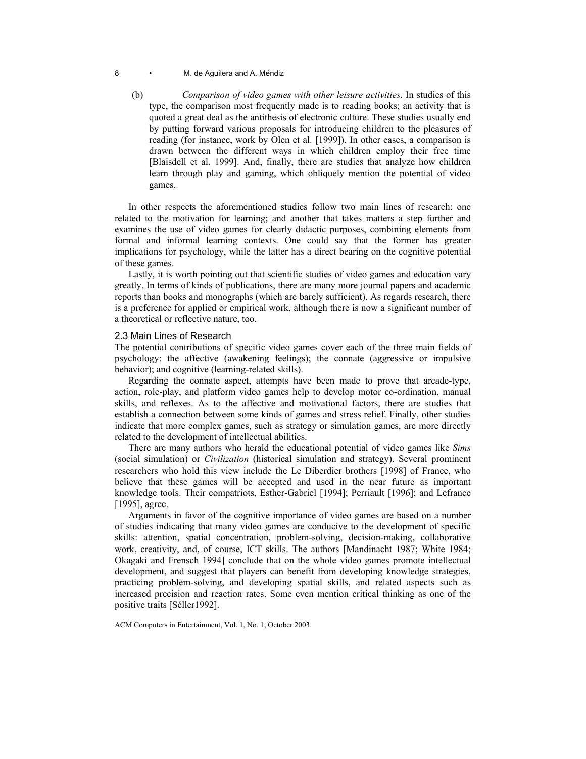(b) *Comparison of video games with other leisure activities*. In studies of this type, the comparison most frequently made is to reading books; an activity that is quoted a great deal as the antithesis of electronic culture. These studies usually end by putting forward various proposals for introducing children to the pleasures of reading (for instance, work by Olen et al. [1999]). In other cases, a comparison is drawn between the different ways in which children employ their free time [Blaisdell et al. 1999]. And, finally, there are studies that analyze how children learn through play and gaming, which obliquely mention the potential of video games.

In other respects the aforementioned studies follow two main lines of research: one related to the motivation for learning; and another that takes matters a step further and examines the use of video games for clearly didactic purposes, combining elements from formal and informal learning contexts. One could say that the former has greater implications for psychology, while the latter has a direct bearing on the cognitive potential of these games.

Lastly, it is worth pointing out that scientific studies of video games and education vary greatly. In terms of kinds of publications, there are many more journal papers and academic reports than books and monographs (which are barely sufficient). As regards research, there is a preference for applied or empirical work, although there is now a significant number of a theoretical or reflective nature, too.

### 2.3 Main Lines of Research

The potential contributions of specific video games cover each of the three main fields of psychology: the affective (awakening feelings); the connate (aggressive or impulsive behavior); and cognitive (learning-related skills).

Regarding the connate aspect, attempts have been made to prove that arcade-type, action, role-play, and platform video games help to develop motor co-ordination, manual skills, and reflexes. As to the affective and motivational factors, there are studies that establish a connection between some kinds of games and stress relief. Finally, other studies indicate that more complex games, such as strategy or simulation games, are more directly related to the development of intellectual abilities.

There are many authors who herald the educational potential of video games like *Sims* (social simulation) or *Civilization* (historical simulation and strategy). Several prominent researchers who hold this view include the Le Diberdier brothers [1998] of France, who believe that these games will be accepted and used in the near future as important knowledge tools. Their compatriots, Esther-Gabriel [1994]; Perriault [1996]; and Lefrance [1995], agree.

Arguments in favor of the cognitive importance of video games are based on a number of studies indicating that many video games are conducive to the development of specific skills: attention, spatial concentration, problem-solving, decision-making, collaborative work, creativity, and, of course, ICT skills. The authors [Mandinacht 1987; White 1984; Okagaki and Frensch 1994] conclude that on the whole video games promote intellectual development, and suggest that players can benefit from developing knowledge strategies, practicing problem-solving, and developing spatial skills, and related aspects such as increased precision and reaction rates. Some even mention critical thinking as one of the positive traits [Séller1992].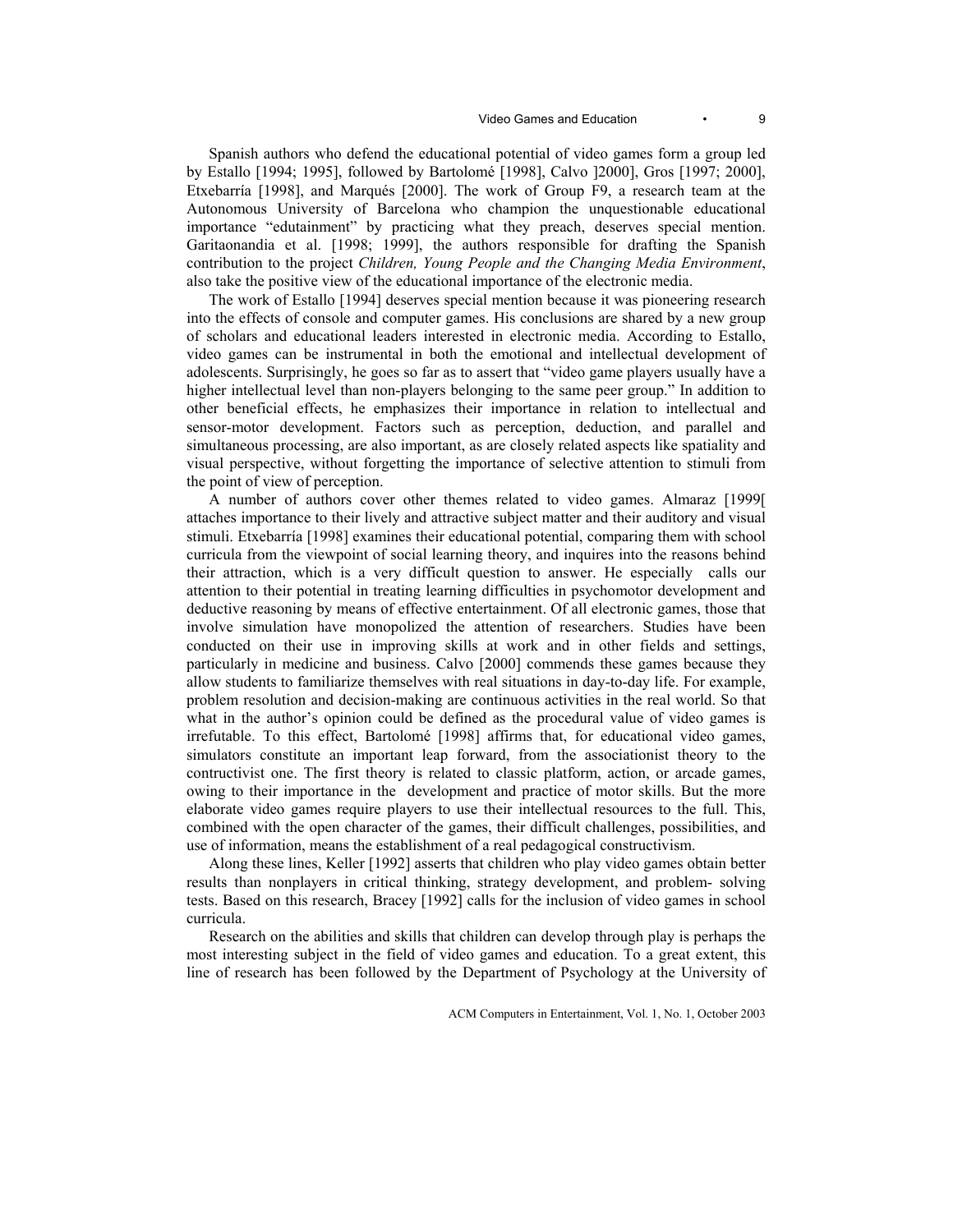Spanish authors who defend the educational potential of video games form a group led by Estallo [1994; 1995], followed by Bartolomé [1998], Calvo ]2000], Gros [1997; 2000], Etxebarría [1998], and Marqués [2000]. The work of Group F9, a research team at the Autonomous University of Barcelona who champion the unquestionable educational importance "edutainment" by practicing what they preach, deserves special mention. Garitaonandia et al. [1998; 1999], the authors responsible for drafting the Spanish contribution to the project *Children, Young People and the Changing Media Environment*, also take the positive view of the educational importance of the electronic media.

The work of Estallo [1994] deserves special mention because it was pioneering research into the effects of console and computer games. His conclusions are shared by a new group of scholars and educational leaders interested in electronic media. According to Estallo, video games can be instrumental in both the emotional and intellectual development of adolescents. Surprisingly, he goes so far as to assert that "video game players usually have a higher intellectual level than non-players belonging to the same peer group." In addition to other beneficial effects, he emphasizes their importance in relation to intellectual and sensor-motor development. Factors such as perception, deduction, and parallel and simultaneous processing, are also important, as are closely related aspects like spatiality and visual perspective, without forgetting the importance of selective attention to stimuli from the point of view of perception.

A number of authors cover other themes related to video games. Almaraz [1999[ attaches importance to their lively and attractive subject matter and their auditory and visual stimuli. Etxebarría [1998] examines their educational potential, comparing them with school curricula from the viewpoint of social learning theory, and inquires into the reasons behind their attraction, which is a very difficult question to answer. He especially calls our attention to their potential in treating learning difficulties in psychomotor development and deductive reasoning by means of effective entertainment. Of all electronic games, those that involve simulation have monopolized the attention of researchers. Studies have been conducted on their use in improving skills at work and in other fields and settings, particularly in medicine and business. Calvo [2000] commends these games because they allow students to familiarize themselves with real situations in day-to-day life. For example, problem resolution and decision-making are continuous activities in the real world. So that what in the author's opinion could be defined as the procedural value of video games is irrefutable. To this effect, Bartolomé [1998] affirms that, for educational video games, simulators constitute an important leap forward, from the associationist theory to the contructivist one. The first theory is related to classic platform, action, or arcade games, owing to their importance in the development and practice of motor skills. But the more elaborate video games require players to use their intellectual resources to the full. This, combined with the open character of the games, their difficult challenges, possibilities, and use of information, means the establishment of a real pedagogical constructivism.

Along these lines, Keller [1992] asserts that children who play video games obtain better results than nonplayers in critical thinking, strategy development, and problem- solving tests. Based on this research, Bracey [1992] calls for the inclusion of video games in school curricula.

Research on the abilities and skills that children can develop through play is perhaps the most interesting subject in the field of video games and education. To a great extent, this line of research has been followed by the Department of Psychology at the University of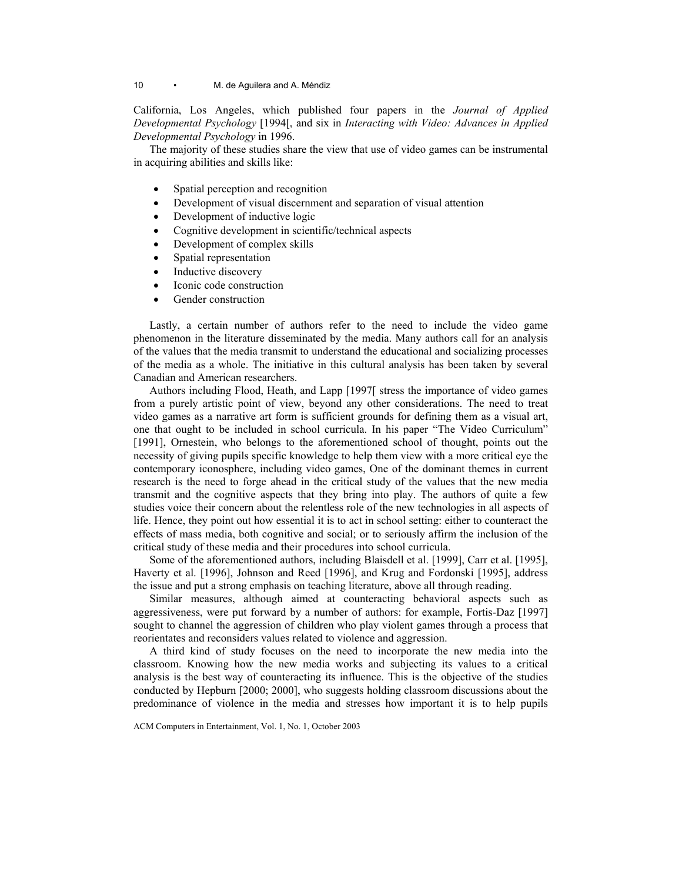California, Los Angeles, which published four papers in the *Journal of Applied Developmental Psychology* [1994[, and six in *Interacting with Video: Advances in Applied Developmental Psychology* in 1996.

The majority of these studies share the view that use of video games can be instrumental in acquiring abilities and skills like:

- Spatial perception and recognition
- Development of visual discernment and separation of visual attention
- Development of inductive logic
- Cognitive development in scientific/technical aspects
- Development of complex skills
- Spatial representation
- Inductive discovery
- Iconic code construction
- Gender construction

Lastly, a certain number of authors refer to the need to include the video game phenomenon in the literature disseminated by the media. Many authors call for an analysis of the values that the media transmit to understand the educational and socializing processes of the media as a whole. The initiative in this cultural analysis has been taken by several Canadian and American researchers.

Authors including Flood, Heath, and Lapp [1997[ stress the importance of video games from a purely artistic point of view, beyond any other considerations. The need to treat video games as a narrative art form is sufficient grounds for defining them as a visual art, one that ought to be included in school curricula. In his paper "The Video Curriculum" [1991], Ornestein, who belongs to the aforementioned school of thought, points out the necessity of giving pupils specific knowledge to help them view with a more critical eye the contemporary iconosphere, including video games, One of the dominant themes in current research is the need to forge ahead in the critical study of the values that the new media transmit and the cognitive aspects that they bring into play. The authors of quite a few studies voice their concern about the relentless role of the new technologies in all aspects of life. Hence, they point out how essential it is to act in school setting: either to counteract the effects of mass media, both cognitive and social; or to seriously affirm the inclusion of the critical study of these media and their procedures into school curricula.

Some of the aforementioned authors, including Blaisdell et al. [1999], Carr et al. [1995], Haverty et al. [1996], Johnson and Reed [1996], and Krug and Fordonski [1995], address the issue and put a strong emphasis on teaching literature, above all through reading.

Similar measures, although aimed at counteracting behavioral aspects such as aggressiveness, were put forward by a number of authors: for example, Fortis-Daz [1997] sought to channel the aggression of children who play violent games through a process that reorientates and reconsiders values related to violence and aggression.

A third kind of study focuses on the need to incorporate the new media into the classroom. Knowing how the new media works and subjecting its values to a critical analysis is the best way of counteracting its influence. This is the objective of the studies conducted by Hepburn [2000; 2000], who suggests holding classroom discussions about the predominance of violence in the media and stresses how important it is to help pupils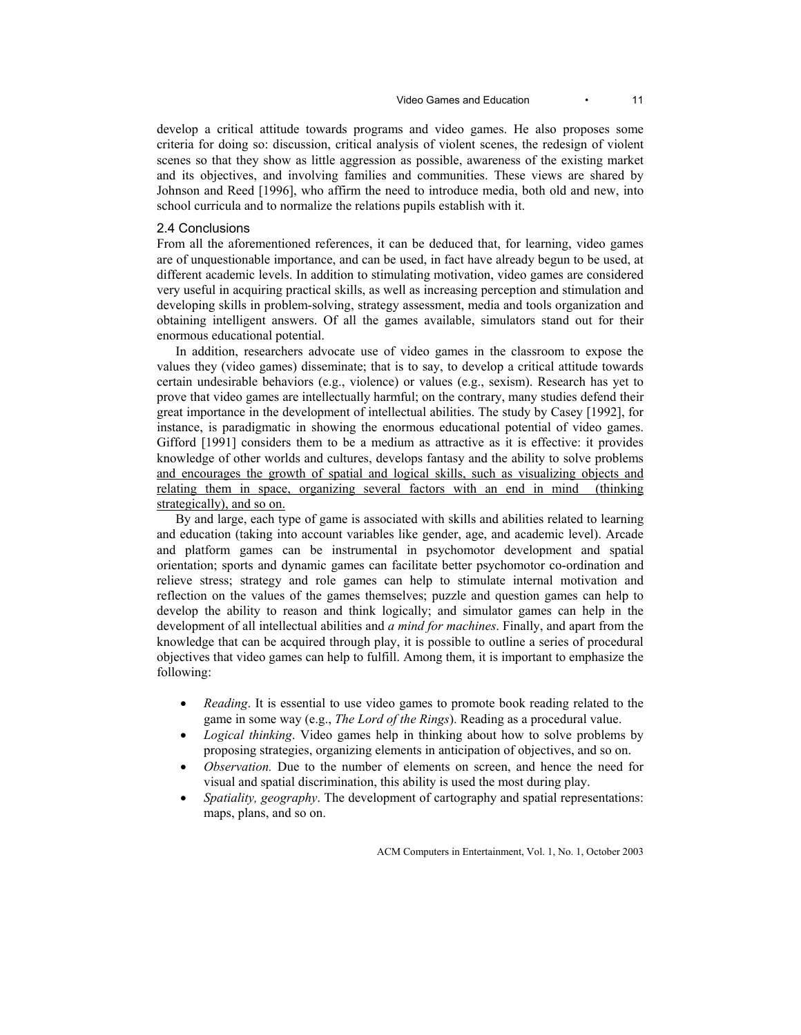develop a critical attitude towards programs and video games. He also proposes some criteria for doing so: discussion, critical analysis of violent scenes, the redesign of violent scenes so that they show as little aggression as possible, awareness of the existing market and its objectives, and involving families and communities. These views are shared by Johnson and Reed [1996], who affirm the need to introduce media, both old and new, into school curricula and to normalize the relations pupils establish with it.

### 2.4 Conclusions

From all the aforementioned references, it can be deduced that, for learning, video games are of unquestionable importance, and can be used, in fact have already begun to be used, at different academic levels. In addition to stimulating motivation, video games are considered very useful in acquiring practical skills, as well as increasing perception and stimulation and developing skills in problem-solving, strategy assessment, media and tools organization and obtaining intelligent answers. Of all the games available, simulators stand out for their enormous educational potential.

In addition, researchers advocate use of video games in the classroom to expose the values they (video games) disseminate; that is to say, to develop a critical attitude towards certain undesirable behaviors (e.g., violence) or values (e.g., sexism). Research has yet to prove that video games are intellectually harmful; on the contrary, many studies defend their great importance in the development of intellectual abilities. The study by Casey [1992], for instance, is paradigmatic in showing the enormous educational potential of video games. Gifford [1991] considers them to be a medium as attractive as it is effective: it provides knowledge of other worlds and cultures, develops fantasy and the ability to solve problems and encourages the growth of spatial and logical skills, such as visualizing objects and relating them in space, organizing several factors with an end in mind (thinking strategically), and so on.

By and large, each type of game is associated with skills and abilities related to learning and education (taking into account variables like gender, age, and academic level). Arcade and platform games can be instrumental in psychomotor development and spatial orientation; sports and dynamic games can facilitate better psychomotor co-ordination and relieve stress; strategy and role games can help to stimulate internal motivation and reflection on the values of the games themselves; puzzle and question games can help to develop the ability to reason and think logically; and simulator games can help in the development of all intellectual abilities and *a mind for machines*. Finally, and apart from the knowledge that can be acquired through play, it is possible to outline a series of procedural objectives that video games can help to fulfill. Among them, it is important to emphasize the following:

- *Reading*. It is essential to use video games to promote book reading related to the game in some way (e.g., *The Lord of the Rings*). Reading as a procedural value.
- *Logical thinking*. Video games help in thinking about how to solve problems by proposing strategies, organizing elements in anticipation of objectives, and so on.
- *Observation.* Due to the number of elements on screen, and hence the need for visual and spatial discrimination, this ability is used the most during play.
- *Spatiality, geography*. The development of cartography and spatial representations: maps, plans, and so on.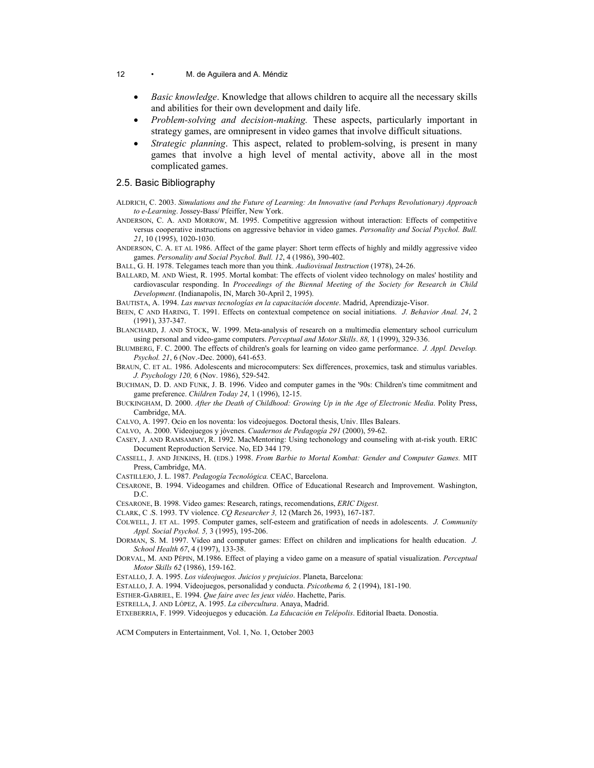- *Basic knowledge*. Knowledge that allows children to acquire all the necessary skills and abilities for their own development and daily life.
- *Problem-solving and decision-making.* These aspects, particularly important in strategy games, are omnipresent in video games that involve difficult situations.
- *Strategic planning*. This aspect, related to problem-solving, is present in many games that involve a high level of mental activity, above all in the most complicated games.

## 2.5. Basic Bibliography

ALDRICH, C. 2003. *Simulations and the Future of Learning: An Innovative (and Perhaps Revolutionary) Approach to e-Learning*. Jossey-Bass/ Pfeiffer, New York.

ANDERSON, C. A. AND MORROW, M. 1995. Competitive aggression without interaction: Effects of competitive versus cooperative instructions on aggressive behavior in video games. *Personality and Social Psychol. Bull. 21*, 10 (1995), 1020-1030.

ANDERSON, C. A. ET AL 1986. Affect of the game player: Short term effects of highly and mildly aggressive video games. *Personality and Social Psychol. Bull. 12*, 4 (1986), 390-402.

BALL, G. H. 1978. Telegames teach more than you think. *Audiovisual Instruction* (1978), 24-26.

BALLARD, M. AND Wiest, R. 1995. Mortal kombat: The effects of violent video technology on males' hostility and cardiovascular responding. In *Proceedings of the Biennal Meeting of the Society for Research in Child Development*. (Indianapolis, IN, March 30-April 2, 1995).

BAUTISTA, A. 1994. *Las nuevas tecnologías en la capacitación docente*. Madrid, Aprendizaje-Visor.

BEEN, C AND HARING, T. 1991. Effects on contextual competence on social initiations. *J. Behavior Anal. 24*, 2 (1991), 337-347.

BLANCHARD, J. AND STOCK, W. 1999. Meta-analysis of research on a multimedia elementary school curriculum using personal and video-game computers. *Perceptual and Motor Skills*. *88,* 1 (1999), 329-336.

BLUMBERG, F. C. 2000. The effects of children's goals for learning on video game performance. *J. Appl. Develop. Psychol. 21*, 6 (Nov.-Dec. 2000), 641-653.

BRAUN, C. ET AL. 1986. Adolescents and microcomputers: Sex differences, proxemics, task and stimulus variables. *J. Psychology 120,* 6 (Nov. 1986), 529-542.

BUCHMAN, D. D. AND FUNK, J. B. 1996. Video and computer games in the '90s: Children's time commitment and game preference. *Children Today 24*, 1 (1996), 12-15.

BUCKINGHAM, D. 2000. *After the Death of Childhood: Growing Up in the Age of Electronic Media*. Polity Press, Cambridge, MA.

CALVO, A. 1997. Ocio en los noventa: los videojuegos. Doctoral thesis, Univ. Illes Balears.

CALVO, A. 2000. Videojuegos y jóvenes. *Cuadernos de Pedagogía 291* (2000), 59-62.

CASEY, J. AND RAMSAMMY, R. 1992. MacMentoring: Using techonology and counseling with at-risk youth. ERIC Document Reproduction Service. No, ED 344 179.

CASSELL, J. AND JENKINS, H. (EDS.) 1998. *From Barbie to Mortal Kombat: Gender and Computer Games*. MIT Press, Cambridge, MA.

CASTILLEJO, J. L. 1987. *Pedagogía Tecnológica.* CEAC, Barcelona.

CESARONE, B. 1994. Videogames and children. Office of Educational Research and Improvement. Washington, D.C.

CESARONE, B. 1998. Video games: Research, ratings, recomendations, *ERIC Digest*.

CLARK, C .S. 1993. TV violence. *CQ Researcher 3,* 12 (March 26, 1993), 167-187.

COLWELL, J. ET AL. 1995. Computer games, self-esteem and gratification of needs in adolescents. *J. Community Appl. Social Psychol. 5,* 3 (1995), 195-206.

DORMAN, S. M. 1997. Video and computer games: Effect on children and implications for health education. *J. School Health 67*, 4 (1997), 133-38.

DORVAL, M. AND PÉPIN, M.1986. Effect of playing a video game on a measure of spatial visualization. *Perceptual Motor Skills 62* (1986), 159-162.

ESTALLO, J. A. 1995. *Los videojuegos. Juicios y prejuicios*. Planeta, Barcelona:

ESTALLO, J. A. 1994. Videojuegos, personalidad y conducta. *Psicothema 6,* 2 (1994), 181-190.

ESTHER-GABRIEL, E. 1994. *Que faire avec les jeux vidéo*. Hachette, Paris.

ESTRELLA, J. AND LÓPEZ, A. 1995. *La cibercultura*. Anaya, Madrid.

ETXEBERRIA, F. 1999. Videojuegos y educación. *La Educación en Telépolis*. Editorial Ibaeta. Donostia.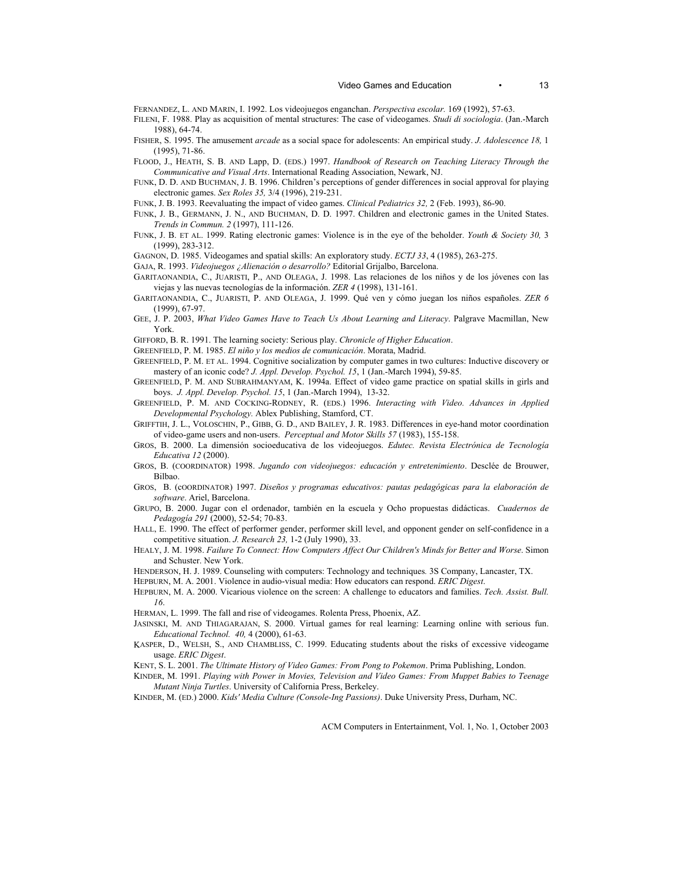FERNANDEZ, L. AND MARIN, I. 1992. Los videojuegos enganchan. *Perspectiva escolar.* 169 (1992), 57-63.

FILENI, F. 1988. Play as acquisition of mental structures: The case of videogames. *Studi di sociologia*. (Jan.-March 1988), 64-74.

FISHER, S. 1995. The amusement *arcade* as a social space for adolescents: An empirical study. *J. Adolescence 18,* 1 (1995), 71-86.

FLOOD, J., HEATH, S. B. AND Lapp, D. (EDS.) 1997. *Handbook of Research on Teaching Literacy Through the Communicative and Visual Arts*. International Reading Association, Newark, NJ.

FUNK, D. D. AND BUCHMAN, J. B. 1996. Children's perceptions of gender differences in social approval for playing electronic games. *Sex Roles 35,* 3/4 (1996), 219-231.

FUNK, J. B. 1993. Reevaluating the impact of video games. *Clinical Pediatrics 32,* 2 (Feb. 1993), 86-90.

FUNK, J. B., GERMANN, J. N., AND BUCHMAN, D. D. 1997. Children and electronic games in the United States. *Trends in Commun. 2* (1997), 111-126.

FUNK, J. B. ET AL. 1999. Rating electronic games: Violence is in the eye of the beholder. *Youth & Society 30,* 3 (1999), 283-312.

GAGNON, D. 1985. Videogames and spatial skills: An exploratory study. *ECTJ 33*, 4 (1985), 263-275.

GAJA, R. 1993. *Videojuegos ¿Alienación o desarrollo?* Editorial Grijalbo, Barcelona.

GARITAONANDIA, C., JUARISTI, P., AND OLEAGA, J. 1998. Las relaciones de los niños y de los jóvenes con las viejas y las nuevas tecnologías de la información. *ZER 4* (1998), 131-161.

GARITAONANDIA, C., JUARISTI, P. AND OLEAGA, J. 1999. Qué ven y cómo juegan los niños españoles. *ZER 6* (1999), 67-97.

GEE, J. P. 2003, *What Video Games Have to Teach Us About Learning and Literacy*. Palgrave Macmillan, New York.

GIFFORD, B. R. 1991. The learning society: Serious play. *Chronicle of Higher Education*.

GREENFIELD, P. M. 1985. *El niño y los medios de comunicación*. Morata, Madrid.

GREENFIELD, P. M. ET AL. 1994. Cognitive socialization by computer games in two cultures: Inductive discovery or mastery of an iconic code? *J. Appl. Develop. Psychol. 15*, 1 (Jan.-March 1994), 59-85.

GREENFIELD, P. M. AND SUBRAHMANYAM, K. 1994a. Effect of video game practice on spatial skills in girls and boys. *J. Appl. Develop. Psychol. 15*, 1 (Jan.-March 1994), 13-32.

GREENFIELD, P. M. AND COCKING-RODNEY, R. (EDS.) 1996. *Interacting with Video. Advances in Applied Developmental Psychology.* Ablex Publishing, Stamford, CT.

GRIFFTIH, J. L., VOLOSCHIN, P., GIBB, G. D., AND BAILEY, J. R. 1983. Differences in eye-hand motor coordination of video-game users and non-users. *Perceptual and Motor Skills 57* (1983), 155-158.

GROS, B. 2000. La dimensión socioeducativa de los videojuegos. *Edutec. Revista Electrónica de Tecnología Educativa 12* (2000).

GROS, B. (COORDINATOR) 1998. *Jugando con videojuegos: educación y entretenimiento*. Desclée de Brouwer, Bilbao.

GROS, B. (COORDINATOR) 1997. *Diseños y programas educativos: pautas pedagógicas para la elaboración de software*. Ariel, Barcelona.

GRUPO, B. 2000. Jugar con el ordenador, también en la escuela y Ocho propuestas didácticas. *Cuadernos de Pedagogía 291* (2000), 52-54; 70-83.

HALL, E. 1990. The effect of performer gender, performer skill level, and opponent gender on self-confidence in a competitive situation. *J. Research 23,* 1-2 (July 1990), 33.

HEALY, J. M. 1998. *Failure To Connect: How Computers Affect Our Children's Minds for Better and Worse*. Simon and Schuster. New York.

HENDERSON, H. J. 1989. Counseling with computers: Technology and techniques*.* 3S Company, Lancaster, TX.

HEPBURN, M. A. 2001. Violence in audio-visual media: How educators can respond. *ERIC Digest*.

HEPBURN, M. A. 2000. Vicarious violence on the screen: A challenge to educators and families. *Tech. Assist. Bull. 16*.

HERMAN, L. 1999. The fall and rise of videogames. Rolenta Press, Phoenix, AZ.

JASINSKI, M. AND THIAGARAJAN, S. 2000. Virtual games for real learning: Learning online with serious fun. *Educational Technol. 40,* 4 (2000), 61-63.

KASPER, D., WELSH, S., AND CHAMBLISS, C. 1999. Educating students about the risks of excessive videogame usage. *ERIC Digest*.

KENT, S. L. 2001. *The Ultimate History of Video Games: From Pong to Pokemon*. Prima Publishing, London.

KINDER, M. 1991. *Playing with Power in Movies, Television and Video Games: From Muppet Babies to Teenage Mutant Ninja Turtles*. University of California Press, Berkeley.

KINDER, M. (ED.) 2000. *Kids' Media Culture (Console-Ing Passions)*. Duke University Press, Durham, NC.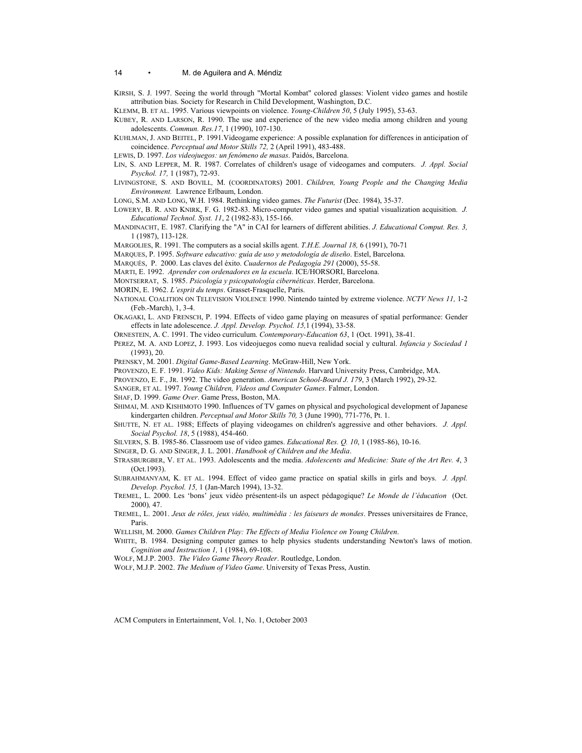KIRSH, S. J. 1997. Seeing the world through "Mortal Kombat" colored glasses: Violent video games and hostile attribution bias. Society for Research in Child Development, Washington, D.C.

KLEMM, B. ET AL. 1995. Various viewpoints on violence. *Young-Children 50*, 5 (July 1995), 53-63.

KUBEY, R. AND LARSON, R. 1990. The use and experience of the new video media among children and young adolescents. *Commun. Res.17*, 1 (1990), 107-130.

KUHLMAN, J. AND BEITEL, P. 1991.Videogame experience: A possible explanation for differences in anticipation of coincidence. *Perceptual and Motor Skills 72,* 2 (April 1991), 483-488.

LEWIS, D. 1997. *Los videojuegos: un fenómeno de masas*. Paidós, Barcelona.

LIN, S. AND LEPPER, M. R. 1987. Correlates of children's usage of videogames and computers. *J. Appl. Social Psychol. 17,* 1 (1987), 72-93.

LIVINGSTONE, S. AND BOVILL, M. (COORDINATORS) 2001. *Children, Young People and the Changing Media Environment.* Lawrence Erlbaum, London.

LONG, S.M. AND LONG, W.H. 1984. Rethinking video games. *The Futurist* (Dec. 1984), 35-37.

LOWERY, B. R. AND KNIRK, F. G. 1982-83. Micro-computer video games and spatial visualization acquisition. *J. Educational Technol. Syst. 11*, 2 (1982-83), 155-166.

MANDINACHT, E. 1987. Clarifying the "A" in CAI for learners of different abilities. *J. Educational Comput. Res. 3,* 1 (1987), 113-128.

MARGOLIES, R. 1991. The computers as a social skills agent. *T.H.E. Journal 18,* 6 (1991), 70-71

MARQUES, P. 1995. *Software educativo: guía de uso y metodología de diseño*. Estel, Barcelona.

MARQUÉS, P. 2000. Las claves del éxito. *Cuadernos de Pedagogía 291* (2000), 55-58.

MARTI, E. 1992. *Aprender con ordenadores en la escuela*. ICE/HORSORI, Barcelona.

MONTSERRAT, S. 1985. *Psicología y psicopatología cibernéticas*. Herder, Barcelona.

MORIN, E. 1962. *L'esprit du temps*. Grasset-Frasquelle, Paris.

NATIONAL COALITION ON TELEVISION VIOLENCE 1990. Nintendo tainted by extreme violence. *NCTV News 11,* 1-2 (Feb.-March), 1, 3-4.

OKAGAKI, L. AND FRENSCH, P. 1994. Effects of video game playing on measures of spatial performance: Gender effects in late adolescence. *J. Appl. Develop. Psychol. 15,*1 (1994), 33-58.

ORNESTEIN, A. C. 1991. The video curriculum. *Contemporary-Education 63*, 1 (Oct. 1991), 38-41.

PEREZ, M. A. AND LOPEZ, J. 1993. Los videojuegos como nueva realidad social y cultural. *Infancia y Sociedad 1* (1993), 20.

PRENSKY, M. 2001. *Digital Game-Based Learning*. McGraw-Hill, New York.

PROVENZO, E. F. 1991. *Video Kids: Making Sense of Nintendo*. Harvard University Press, Cambridge, MA.

PROVENZO, E. F., JR. 1992. The video generation. *American School-Board J. 179*, 3 (March 1992), 29-32.

SANGER, ET AL. 1997. *Young Children, Videos and Computer Games*. Falmer, London.

SHAF, D. 1999. *Game Over*. Game Press, Boston, MA.

SHIMAI, M. AND KISHIMOTO 1990. Influences of TV games on physical and psychological development of Japanese kindergarten children. *Perceptual and Motor Skills 70,* 3 (June 1990), 771-776, Pt. 1.

SHUTTE, N. ET AL. 1988; Effects of playing videogames on children's aggressive and other behaviors. *J. Appl. Social Psychol. 18*, 5 (1988), 454-460.

SILVERN, S. B. 1985-86. Classroom use of video games. *Educational Res. Q. 10*, 1 (1985-86), 10-16.

SINGER, D. G. AND SINGER, J. L. 2001. *Handbook of Children and the Media*.

STRASBURGBER, V. ET AL. 1993. Adolescents and the media. *Adolescents and Medicine: State of the Art Rev. 4*, 3 (Oct.1993).

SUBRAHMANYAM, K. ET AL. 1994. Effect of video game practice on spatial skills in girls and boys. *J. Appl. Develop. Psychol. 15,* 1 (Jan-March 1994), 13-32.

TREMEL, L. 2000. Les 'bons' jeux vidéo présentent-ils un aspect pédagogique? *Le Monde de l'éducation* (Oct. 2000)*,* 47.

TREMEL, L. 2001. *Jeux de rôles, jeux vidéo, multimédia : les faiseurs de mondes*. Presses universitaires de France, Paris.

WELLISH, M. 2000. *Games Children Play: The Effects of Media Violence on Young Children*.

WHITE, B. 1984. Designing computer games to help physics students understanding Newton's laws of motion. *Cognition and Instruction 1,* 1 (1984), 69-108.

WOLF, M.J.P. 2003. *The Video Game Theory Reader*. Routledge, London.

WOLF, M.J.P. 2002. *The Medium of Video Game*. University of Texas Press, Austin.